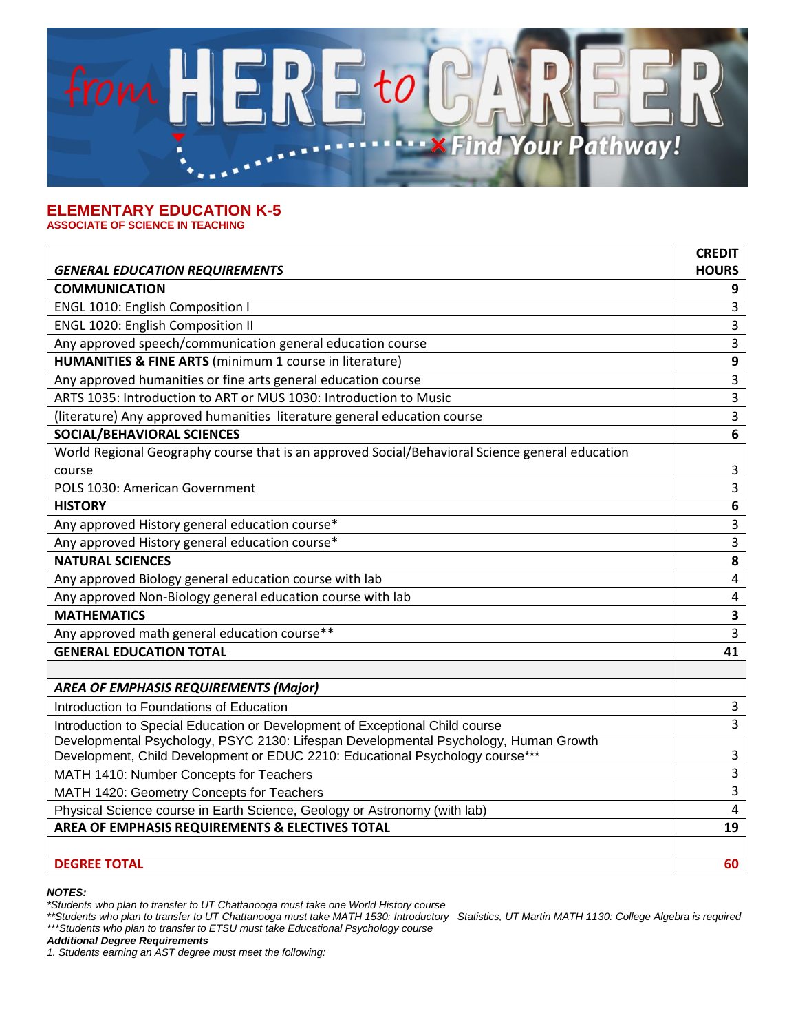## ELEMENTARY EDUCATION K-5

**ASSOCIATE OF SCIENCE IN TEACHING**

| ***GENERAL EDUCATION REQUIREMENTS*** | **CREDIT HOURS** |
|---|---|
| **COMMUNICATION** | **9** |
| ENGL 1010: English Composition I | 3 |
| ENGL 1020: English Composition II | 3 |
| Any approved speech/communication general education course | 3 |
| **HUMANITIES & FINE ARTS** (minimum 1 course in literature) | **9** |
| Any approved humanities or fine arts general education course | 3 |
| ARTS 1035: Introduction to ART or MUS 1030: Introduction to Music | 3 |
| (literature) Any approved humanities literature general education course | 3 |
| **SOCIAL/BEHAVIORAL SCIENCES** | **6** |
| World Regional Geography course that is an approved Social/Behavioral Science general education course | 3 |
| POLS 1030: American Government | 3 |
| **HISTORY** | **6** |
| Any approved History general education course* | 3 |
| Any approved History general education course* | 3 |
| **NATURAL SCIENCES** | **8** |
| Any approved Biology general education course with lab | 4 |
| Any approved Non-Biology general education course with lab | 4 |
| **MATHEMATICS** | **3** |
| Any approved math general education course** | 3 |
| **GENERAL EDUCATION TOTAL** | **41** |
| | |
| ***AREA OF EMPHASIS REQUIREMENTS (Major)*** | |
| Introduction to Foundations of Education | 3 |
| Introduction to Special Education or Development of Exceptional Child course | 3 |
| Developmental Psychology, PSYC 2130: Lifespan Developmental Psychology, Human Growth Development, Child Development or EDUC 2210: Educational Psychology course*** | 3 |
| MATH 1410: Number Concepts for Teachers | 3 |
| MATH 1420: Geometry Concepts for Teachers | 3 |
| Physical Science course in Earth Science, Geology or Astronomy (with lab) | 4 |
| **AREA OF EMPHASIS REQUIREMENTS & ELECTIVES TOTAL** | **19** |
| | |
| **DEGREE TOTAL** | **60** |

***NOTES:***

*\*Students who plan to transfer to UT Chattanooga must take one World History course*

*\*\*Students who plan to transfer to UT Chattanooga must take MATH 1530: Introductory Statistics, UT Martin MATH 1130: College Algebra is required*

*\*\*\*Students who plan to transfer to ETSU must take Educational Psychology course*

***Additional Degree Requirements***

*1. Students earning an AST degree must meet the following:*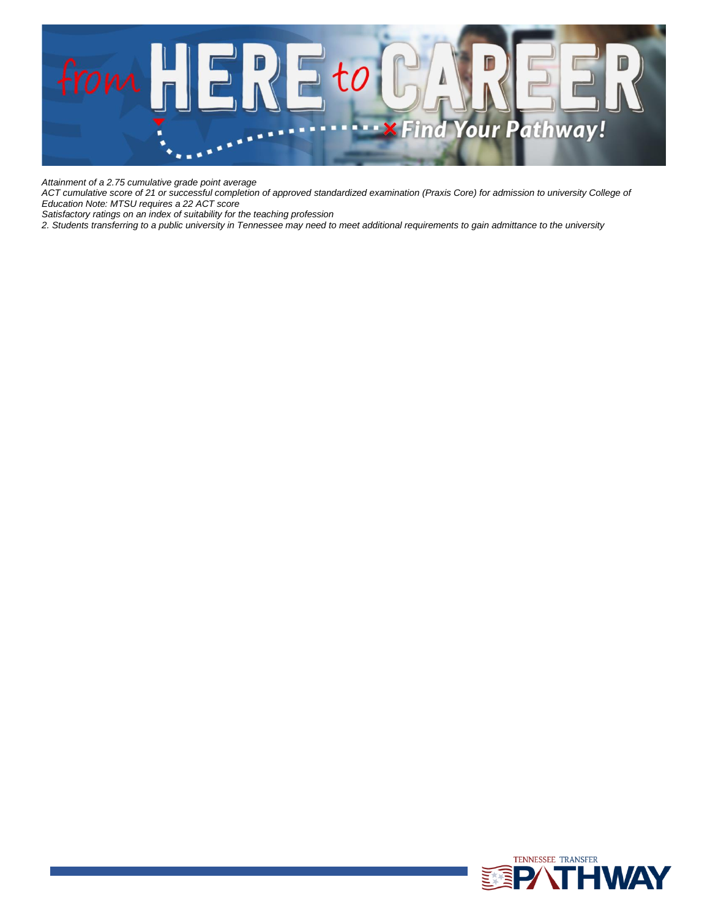*Attainment of a 2.75 cumulative grade point average*

*ACT cumulative score of 21 or successful completion of approved standardized examination (Praxis Core) for admission to university College of Education Note: MTSU requires a 22 ACT score*

*Satisfactory ratings on an index of suitability for the teaching profession*

*2. Students transferring to a public university in Tennessee may need to meet additional requirements to gain admittance to the university*